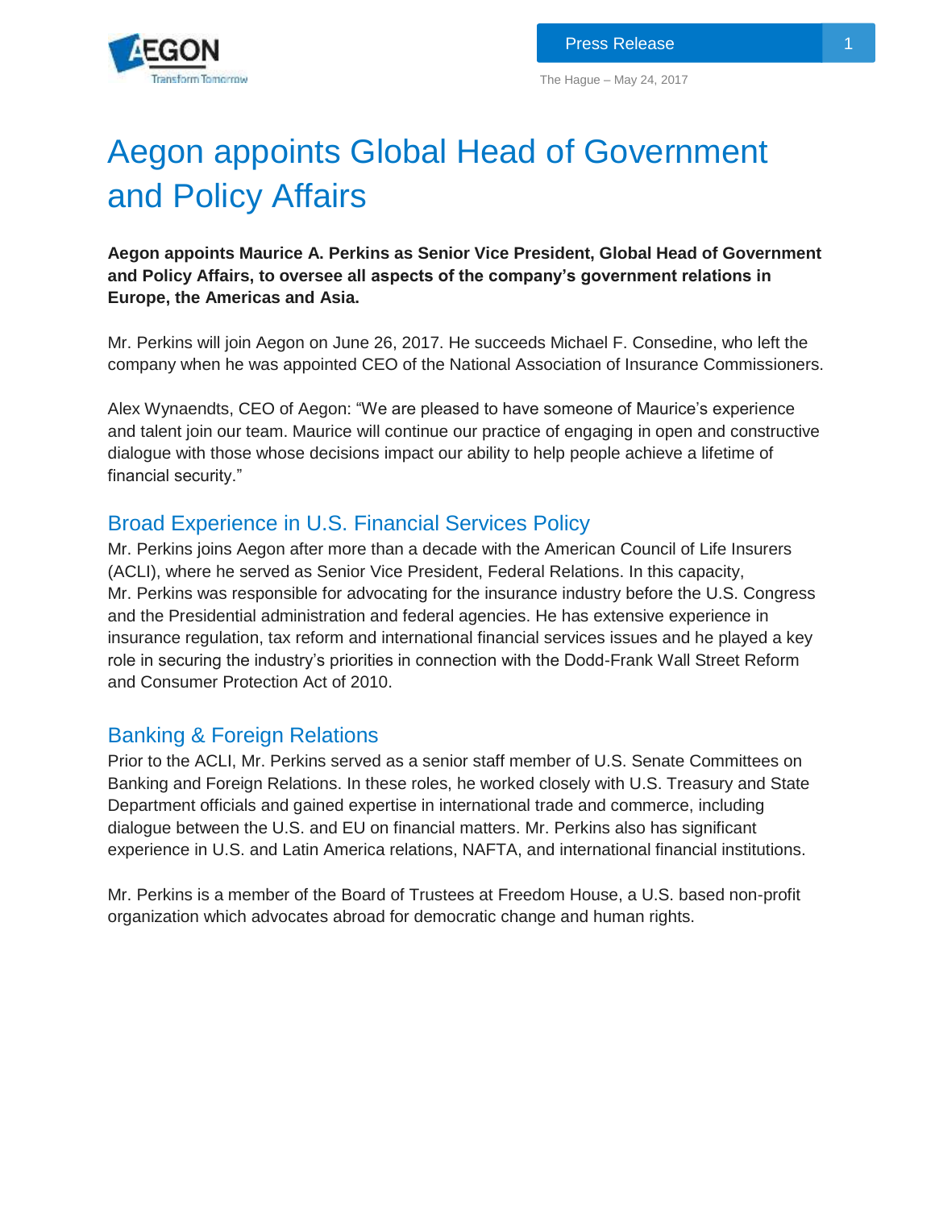The Hague – May 24, 2017

# Aegon appoints Global Head of Government and Policy Affairs

**Aegon appoints Maurice A. Perkins as Senior Vice President, Global Head of Government and Policy Affairs, to oversee all aspects of the company's government relations in Europe, the Americas and Asia.**

Mr. Perkins will join Aegon on June 26, 2017. He succeeds Michael F. Consedine, who left the company when he was appointed CEO of the National Association of Insurance Commissioners.

Alex Wynaendts, CEO of Aegon: "We are pleased to have someone of Maurice's experience and talent join our team. Maurice will continue our practice of engaging in open and constructive dialogue with those whose decisions impact our ability to help people achieve a lifetime of financial security."

## Broad Experience in U.S. Financial Services Policy

Mr. Perkins joins Aegon after more than a decade with the American Council of Life Insurers (ACLI), where he served as Senior Vice President, Federal Relations. In this capacity, Mr. Perkins was responsible for advocating for the insurance industry before the U.S. Congress and the Presidential administration and federal agencies. He has extensive experience in insurance regulation, tax reform and international financial services issues and he played a key role in securing the industry's priorities in connection with the Dodd-Frank Wall Street Reform and Consumer Protection Act of 2010.

## Banking & Foreign Relations

Prior to the ACLI, Mr. Perkins served as a senior staff member of U.S. Senate Committees on Banking and Foreign Relations. In these roles, he worked closely with U.S. Treasury and State Department officials and gained expertise in international trade and commerce, including dialogue between the U.S. and EU on financial matters. Mr. Perkins also has significant experience in U.S. and Latin America relations, NAFTA, and international financial institutions.

Mr. Perkins is a member of the Board of Trustees at Freedom House, a U.S. based non-profit organization which advocates abroad for democratic change and human rights.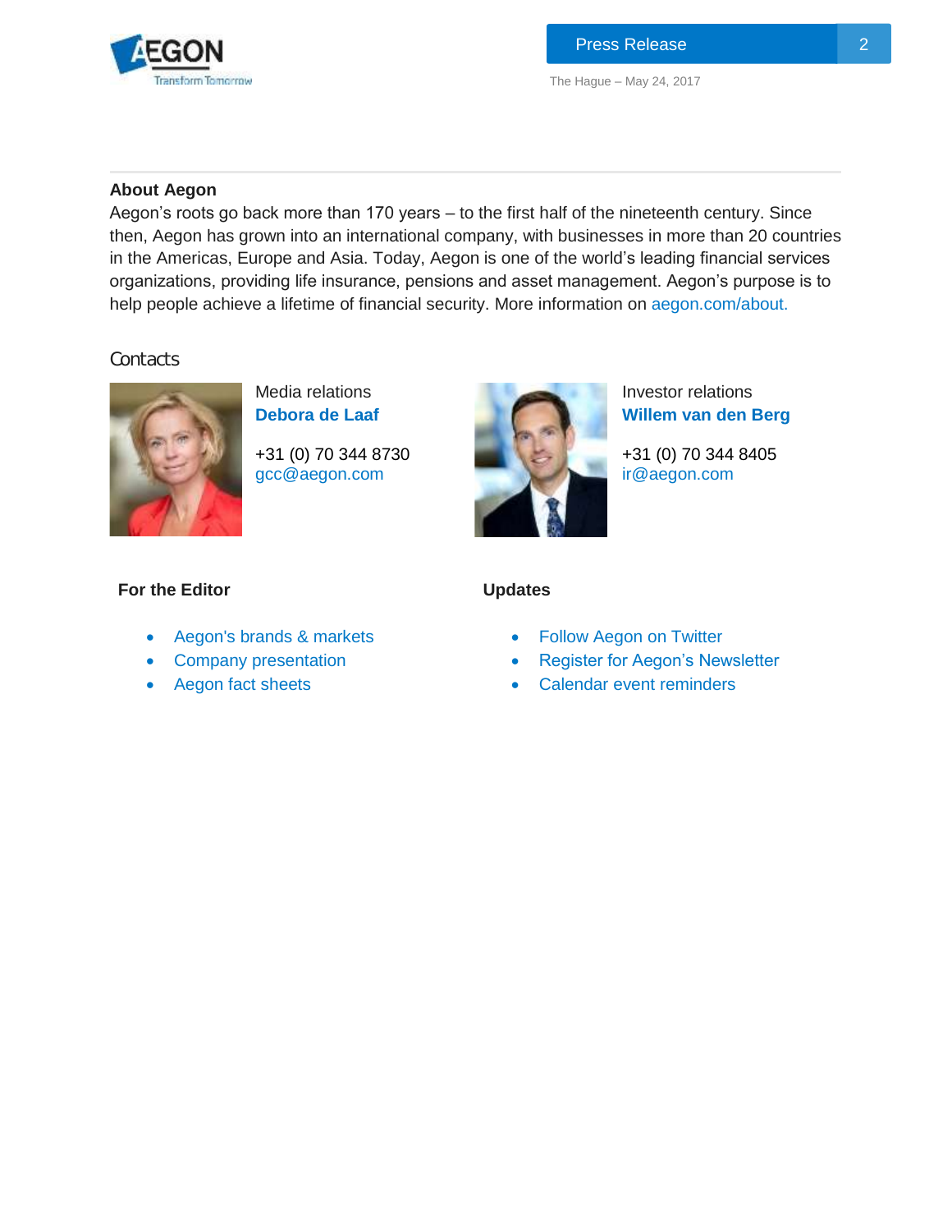## About Aegon

Aegon's roots go back more than 170 years – to the first half of the nineteenth century. Since then, Aegon has grown into an international company, with businesses in more than 20 countries in the Americas, Europe and Asia. Today, Aegon is one of the world's leading financial services organizations, providing life insurance, pensions and asset management. Aegon's purpose is to help people achieve a lifetime of financial security. More information on aegon.com/about.

## Contacts

Media relations
**Debora de Laaf**

+31 (0) 70 344 8730
gcc@aegon.com

Investor relations
**Willem van den Berg**

+31 (0) 70 344 8405
ir@aegon.com

**For the Editor**

- Aegon's brands & markets
- Company presentation
- Aegon fact sheets

**Updates**

- Follow Aegon on Twitter
- Register for Aegon's Newsletter
- Calendar event reminders